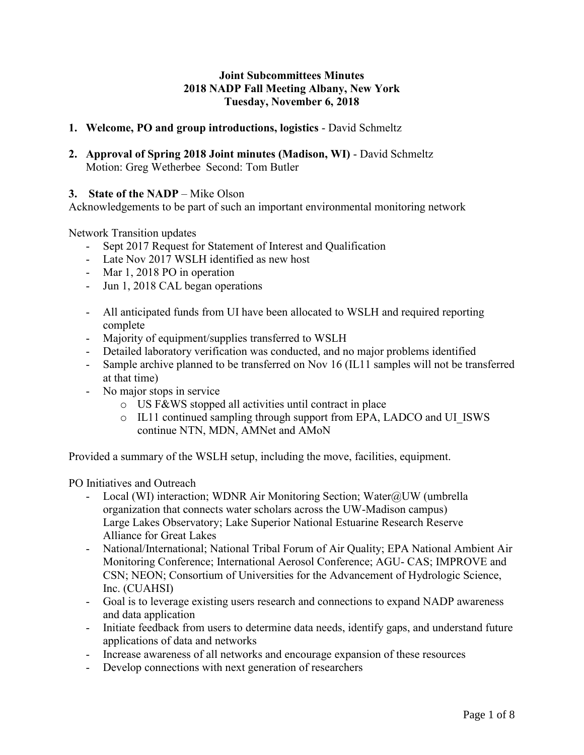**Joint Subcommittees Minutes**
**2018 NADP Fall Meeting Albany, New York**
**Tuesday, November 6, 2018**

1. **Welcome, PO and group introductions, logistics** - David Schmeltz

2. **Approval of Spring 2018 Joint minutes (Madison, WI)** - David Schmeltz
   Motion: Greg Wetherbee Second: Tom Butler

3. **State of the NADP** – Mike Olson

Acknowledgements to be part of such an important environmental monitoring network

Network Transition updates

- Sept 2017 Request for Statement of Interest and Qualification
- Late Nov 2017 WSLH identified as new host
- Mar 1, 2018 PO in operation
- Jun 1, 2018 CAL began operations

- All anticipated funds from UI have been allocated to WSLH and required reporting complete
- Majority of equipment/supplies transferred to WSLH
- Detailed laboratory verification was conducted, and no major problems identified
- Sample archive planned to be transferred on Nov 16 (IL11 samples will not be transferred at that time)
- No major stops in service
  - US F&WS stopped all activities until contract in place
  - IL11 continued sampling through support from EPA, LADCO and UI_ISWS continue NTN, MDN, AMNet and AMoN

Provided a summary of the WSLH setup, including the move, facilities, equipment.

PO Initiatives and Outreach

- Local (WI) interaction; WDNR Air Monitoring Section; Water@UW (umbrella organization that connects water scholars across the UW-Madison campus) Large Lakes Observatory; Lake Superior National Estuarine Research Reserve Alliance for Great Lakes
- National/International; National Tribal Forum of Air Quality; EPA National Ambient Air Monitoring Conference; International Aerosol Conference; AGU- CAS; IMPROVE and CSN; NEON; Consortium of Universities for the Advancement of Hydrologic Science, Inc. (CUAHSI)
- Goal is to leverage existing users research and connections to expand NADP awareness and data application
- Initiate feedback from users to determine data needs, identify gaps, and understand future applications of data and networks
- Increase awareness of all networks and encourage expansion of these resources
- Develop connections with next generation of researchers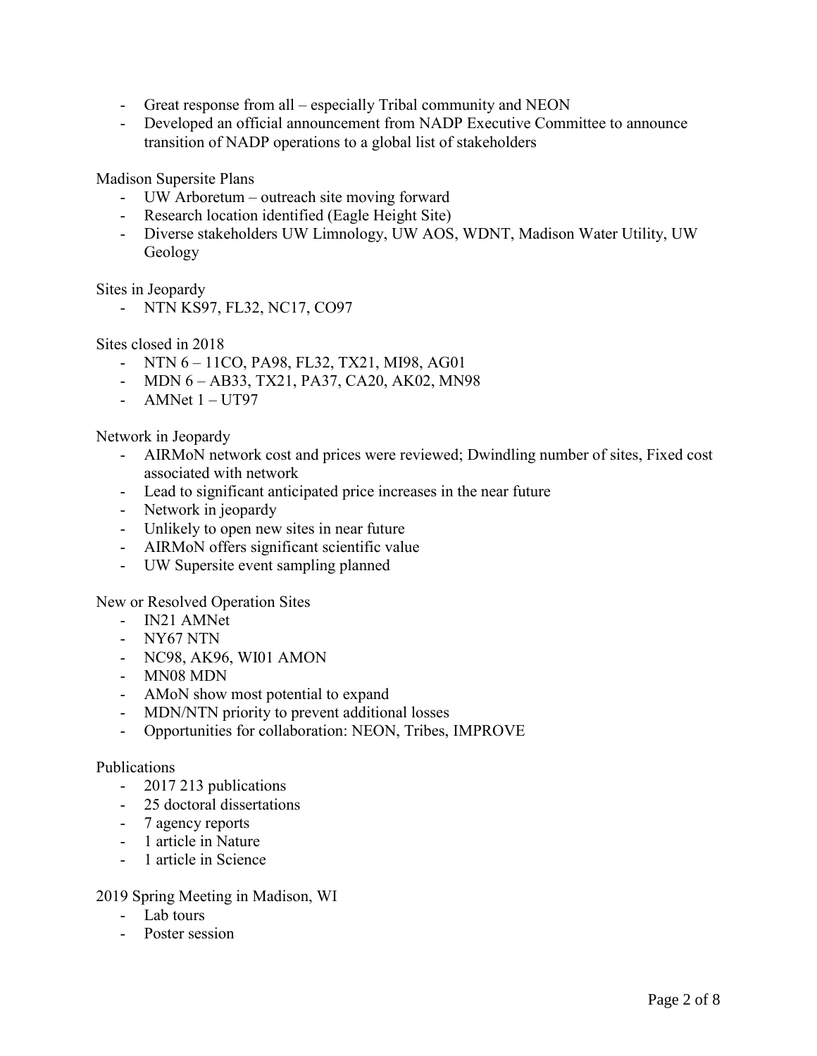- Great response from all – especially Tribal community and NEON
- Developed an official announcement from NADP Executive Committee to announce transition of NADP operations to a global list of stakeholders

Madison Supersite Plans

- UW Arboretum – outreach site moving forward
- Research location identified (Eagle Height Site)
- Diverse stakeholders UW Limnology, UW AOS, WDNT, Madison Water Utility, UW Geology

Sites in Jeopardy

- NTN KS97, FL32, NC17, CO97

Sites closed in 2018

- NTN 6 – 11CO, PA98, FL32, TX21, MI98, AG01
- MDN 6 – AB33, TX21, PA37, CA20, AK02, MN98
- AMNet 1 – UT97

Network in Jeopardy

- AIRMoN network cost and prices were reviewed; Dwindling number of sites, Fixed cost associated with network
- Lead to significant anticipated price increases in the near future
- Network in jeopardy
- Unlikely to open new sites in near future
- AIRMoN offers significant scientific value
- UW Supersite event sampling planned

New or Resolved Operation Sites

- IN21 AMNet
- NY67 NTN
- NC98, AK96, WI01 AMON
- MN08 MDN
- AMoN show most potential to expand
- MDN/NTN priority to prevent additional losses
- Opportunities for collaboration: NEON, Tribes, IMPROVE

Publications

- 2017 213 publications
- 25 doctoral dissertations
- 7 agency reports
- 1 article in Nature
- 1 article in Science

2019 Spring Meeting in Madison, WI

- Lab tours
- Poster session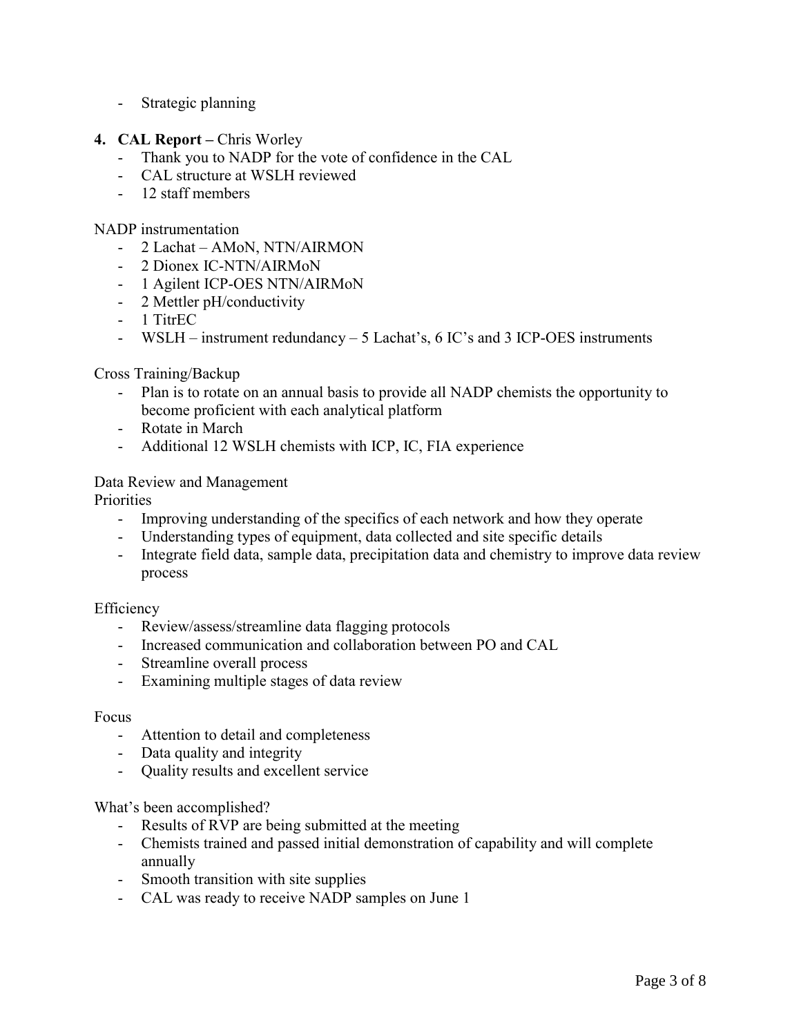- Strategic planning

**4. CAL Report –** Chris Worley

- Thank you to NADP for the vote of confidence in the CAL
- CAL structure at WSLH reviewed
- 12 staff members

NADP instrumentation

- 2 Lachat – AMoN, NTN/AIRMON
- 2 Dionex IC-NTN/AIRMoN
- 1 Agilent ICP-OES NTN/AIRMoN
- 2 Mettler pH/conductivity
- 1 TitrEC
- WSLH – instrument redundancy – 5 Lachat's, 6 IC's and 3 ICP-OES instruments

Cross Training/Backup

- Plan is to rotate on an annual basis to provide all NADP chemists the opportunity to become proficient with each analytical platform
- Rotate in March
- Additional 12 WSLH chemists with ICP, IC, FIA experience

Data Review and Management

Priorities

- Improving understanding of the specifics of each network and how they operate
- Understanding types of equipment, data collected and site specific details
- Integrate field data, sample data, precipitation data and chemistry to improve data review process

Efficiency

- Review/assess/streamline data flagging protocols
- Increased communication and collaboration between PO and CAL
- Streamline overall process
- Examining multiple stages of data review

Focus

- Attention to detail and completeness
- Data quality and integrity
- Quality results and excellent service

What's been accomplished?

- Results of RVP are being submitted at the meeting
- Chemists trained and passed initial demonstration of capability and will complete annually
- Smooth transition with site supplies
- CAL was ready to receive NADP samples on June 1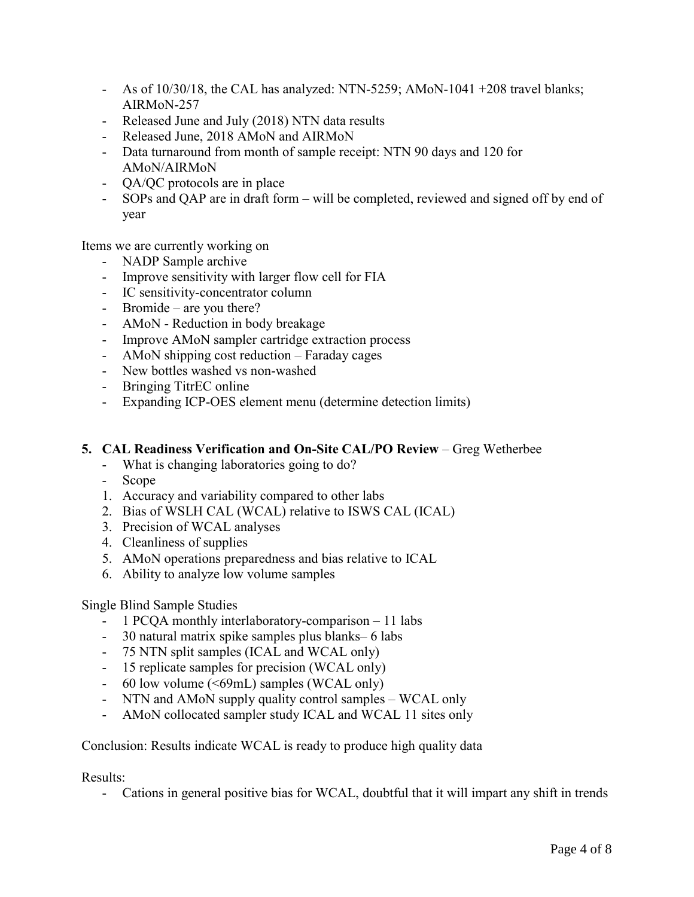- As of 10/30/18, the CAL has analyzed: NTN-5259; AMoN-1041 +208 travel blanks; AIRMoN-257
- Released June and July (2018) NTN data results
- Released June, 2018 AMoN and AIRMoN
- Data turnaround from month of sample receipt: NTN 90 days and 120 for AMoN/AIRMoN
- QA/QC protocols are in place
- SOPs and QAP are in draft form – will be completed, reviewed and signed off by end of year

Items we are currently working on

- NADP Sample archive
- Improve sensitivity with larger flow cell for FIA
- IC sensitivity-concentrator column
- Bromide – are you there?
- AMoN - Reduction in body breakage
- Improve AMoN sampler cartridge extraction process
- AMoN shipping cost reduction – Faraday cages
- New bottles washed vs non-washed
- Bringing TitrEC online
- Expanding ICP-OES element menu (determine detection limits)

**5. CAL Readiness Verification and On-Site CAL/PO Review** – Greg Wetherbee

- What is changing laboratories going to do?
- Scope

1. Accuracy and variability compared to other labs
2. Bias of WSLH CAL (WCAL) relative to ISWS CAL (ICAL)
3. Precision of WCAL analyses
4. Cleanliness of supplies
5. AMoN operations preparedness and bias relative to ICAL
6. Ability to analyze low volume samples

Single Blind Sample Studies

- 1 PCQA monthly interlaboratory-comparison – 11 labs
- 30 natural matrix spike samples plus blanks– 6 labs
- 75 NTN split samples (ICAL and WCAL only)
- 15 replicate samples for precision (WCAL only)
- 60 low volume (<69mL) samples (WCAL only)
- NTN and AMoN supply quality control samples – WCAL only
- AMoN collocated sampler study ICAL and WCAL 11 sites only

Conclusion: Results indicate WCAL is ready to produce high quality data

Results:

- Cations in general positive bias for WCAL, doubtful that it will impart any shift in trends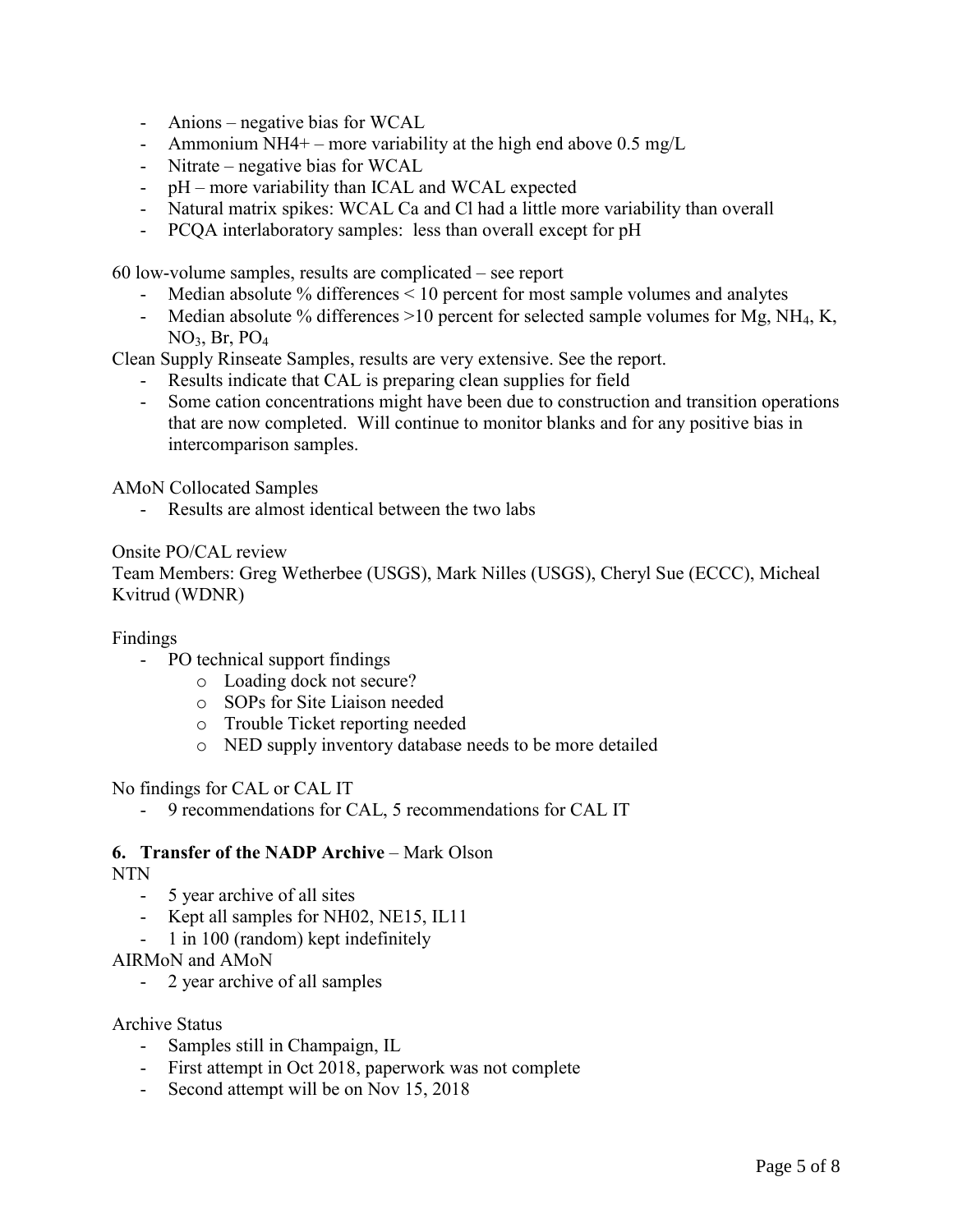- Anions – negative bias for WCAL
- Ammonium NH4+ – more variability at the high end above 0.5 mg/L
- Nitrate – negative bias for WCAL
- pH – more variability than ICAL and WCAL expected
- Natural matrix spikes: WCAL Ca and Cl had a little more variability than overall
- PCQA interlaboratory samples: less than overall except for pH

60 low-volume samples, results are complicated – see report

- Median absolute % differences < 10 percent for most sample volumes and analytes
- Median absolute % differences >10 percent for selected sample volumes for Mg, $NH_4$, K, $NO_3$, Br, $PO_4$

Clean Supply Rinseate Samples, results are very extensive. See the report.

- Results indicate that CAL is preparing clean supplies for field
- Some cation concentrations might have been due to construction and transition operations that are now completed. Will continue to monitor blanks and for any positive bias in intercomparison samples.

AMoN Collocated Samples

- Results are almost identical between the two labs

Onsite PO/CAL review

Team Members: Greg Wetherbee (USGS), Mark Nilles (USGS), Cheryl Sue (ECCC), Micheal Kvitrud (WDNR)

Findings

- PO technical support findings
  - Loading dock not secure?
  - SOPs for Site Liaison needed
  - Trouble Ticket reporting needed
  - NED supply inventory database needs to be more detailed

No findings for CAL or CAL IT

- 9 recommendations for CAL, 5 recommendations for CAL IT

**6. Transfer of the NADP Archive** – Mark Olson

NTN

- 5 year archive of all sites
- Kept all samples for NH02, NE15, IL11
- 1 in 100 (random) kept indefinitely

AIRMoN and AMoN

- 2 year archive of all samples

Archive Status

- Samples still in Champaign, IL
- First attempt in Oct 2018, paperwork was not complete
- Second attempt will be on Nov 15, 2018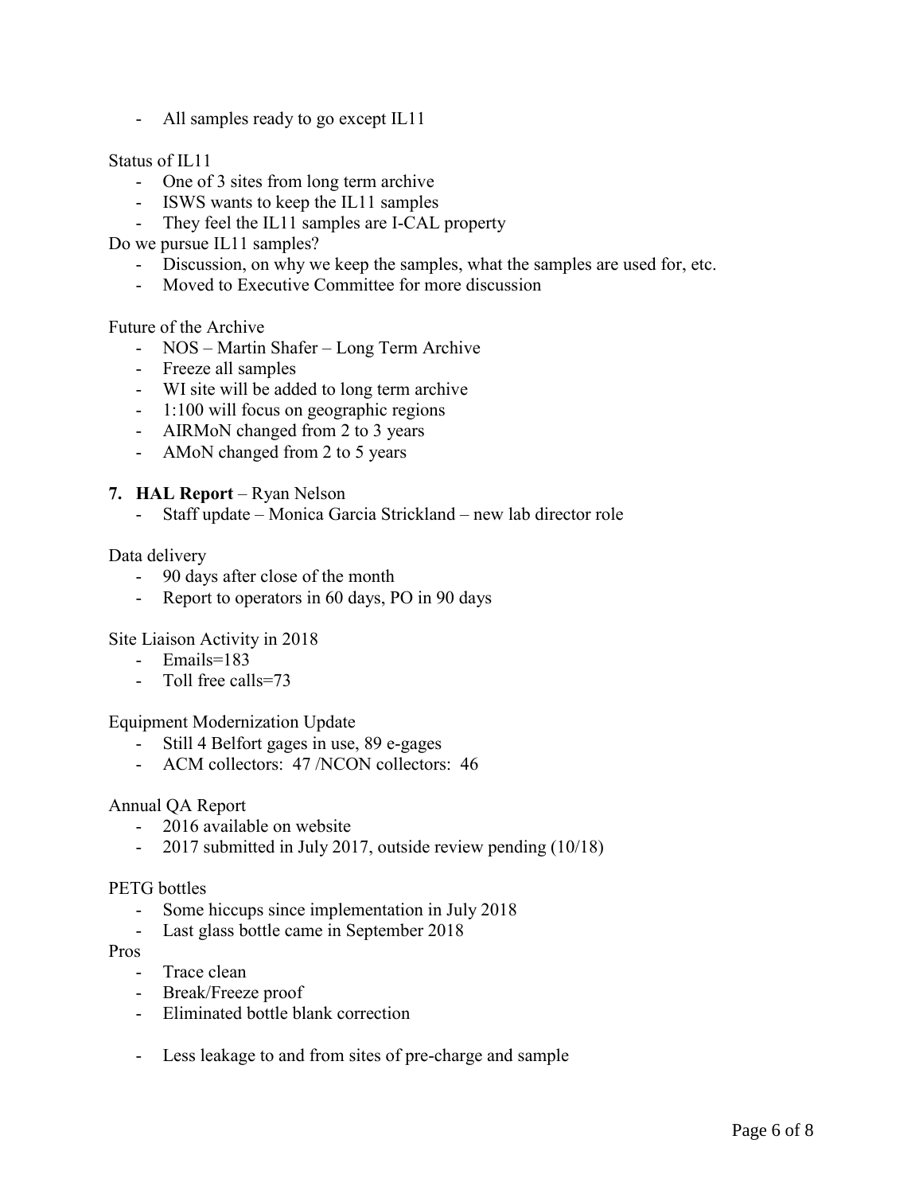- All samples ready to go except IL11

Status of IL11

- One of 3 sites from long term archive
- ISWS wants to keep the IL11 samples
- They feel the IL11 samples are I-CAL property

Do we pursue IL11 samples?

- Discussion, on why we keep the samples, what the samples are used for, etc.
- Moved to Executive Committee for more discussion

Future of the Archive

- NOS – Martin Shafer – Long Term Archive
- Freeze all samples
- WI site will be added to long term archive
- 1:100 will focus on geographic regions
- AIRMoN changed from 2 to 3 years
- AMoN changed from 2 to 5 years

**7. HAL Report** – Ryan Nelson

- Staff update – Monica Garcia Strickland – new lab director role

Data delivery

- 90 days after close of the month
- Report to operators in 60 days, PO in 90 days

Site Liaison Activity in 2018

- Emails=183
- Toll free calls=73

Equipment Modernization Update

- Still 4 Belfort gages in use, 89 e-gages
- ACM collectors: 47 /NCON collectors: 46

Annual QA Report

- 2016 available on website
- 2017 submitted in July 2017, outside review pending (10/18)

PETG bottles

- Some hiccups since implementation in July 2018
- Last glass bottle came in September 2018

Pros

- Trace clean
- Break/Freeze proof
- Eliminated bottle blank correction
- Less leakage to and from sites of pre-charge and sample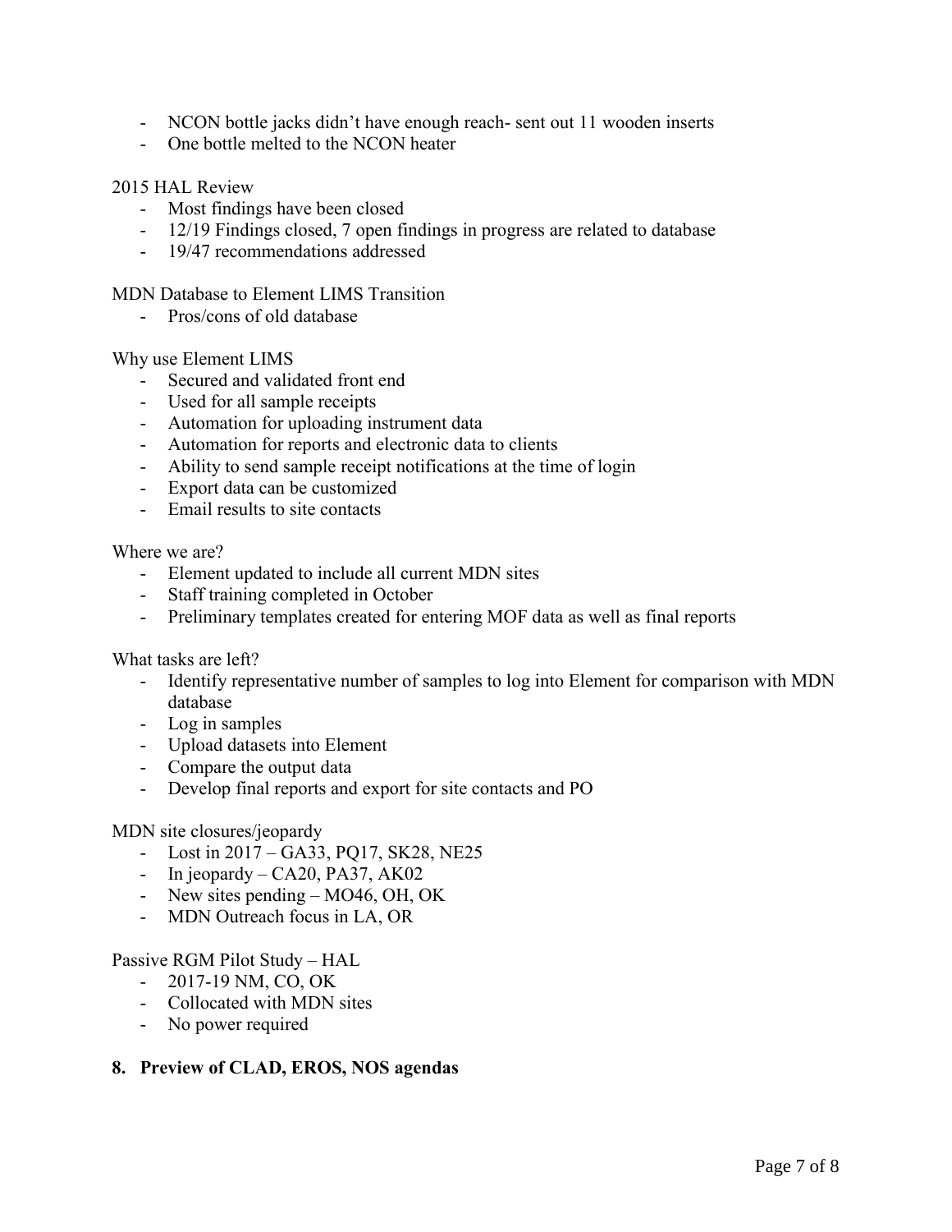- NCON bottle jacks didn't have enough reach- sent out 11 wooden inserts
- One bottle melted to the NCON heater

2015 HAL Review
- Most findings have been closed
- 12/19 Findings closed, 7 open findings in progress are related to database
- 19/47 recommendations addressed

MDN Database to Element LIMS Transition
- Pros/cons of old database

Why use Element LIMS
- Secured and validated front end
- Used for all sample receipts
- Automation for uploading instrument data
- Automation for reports and electronic data to clients
- Ability to send sample receipt notifications at the time of login
- Export data can be customized
- Email results to site contacts

Where we are?
- Element updated to include all current MDN sites
- Staff training completed in October
- Preliminary templates created for entering MOF data as well as final reports

What tasks are left?
- Identify representative number of samples to log into Element for comparison with MDN database
- Log in samples
- Upload datasets into Element
- Compare the output data
- Develop final reports and export for site contacts and PO

MDN site closures/jeopardy
- Lost in 2017 – GA33, PQ17, SK28, NE25
- In jeopardy – CA20, PA37, AK02
- New sites pending – MO46, OH, OK
- MDN Outreach focus in LA, OR

Passive RGM Pilot Study – HAL
- 2017-19 NM, CO, OK
- Collocated with MDN sites
- No power required

## 8. Preview of CLAD, EROS, NOS agendas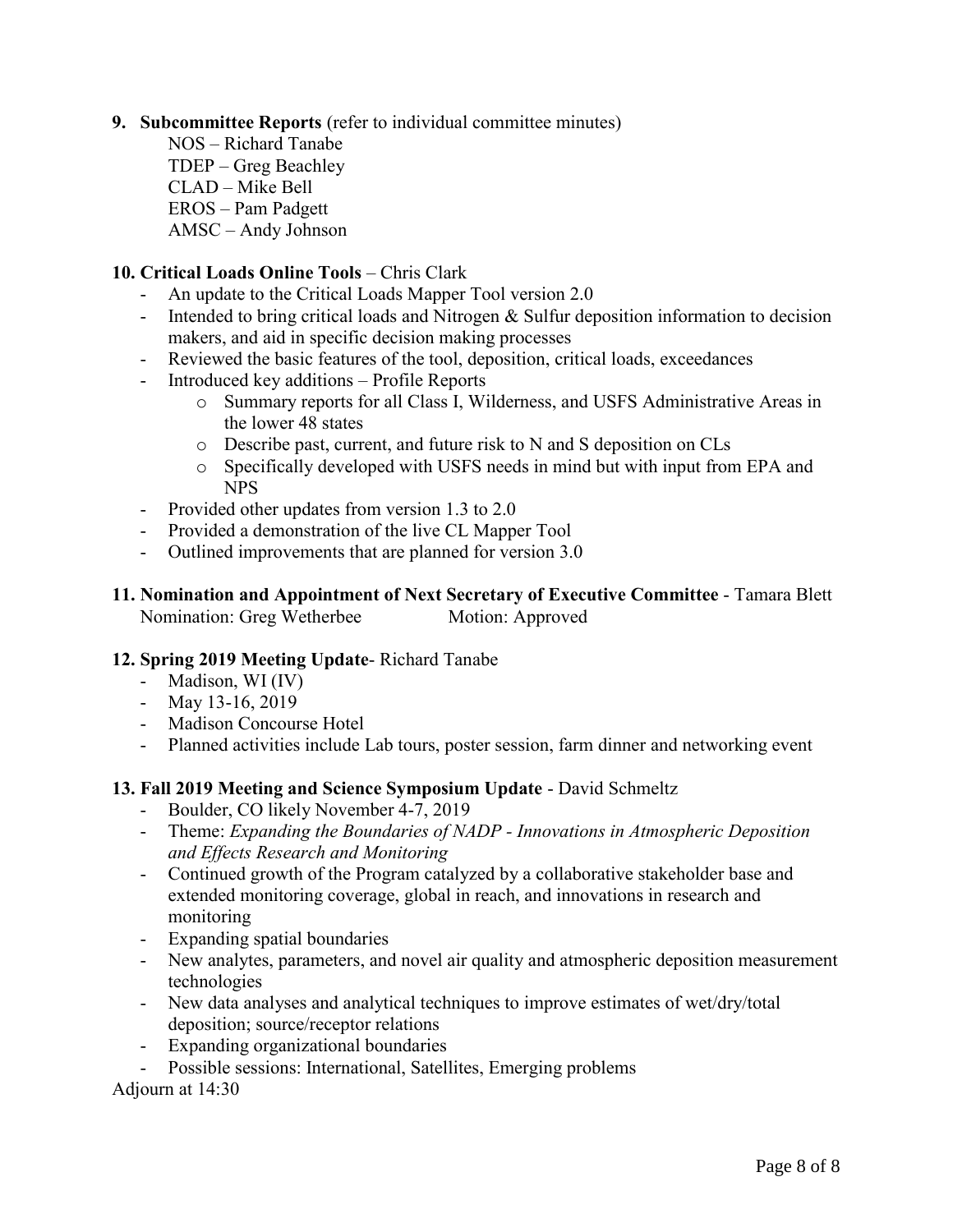**9. Subcommittee Reports** (refer to individual committee minutes)

NOS – Richard Tanabe
TDEP – Greg Beachley
CLAD – Mike Bell
EROS – Pam Padgett
AMSC – Andy Johnson

**10. Critical Loads Online Tools** – Chris Clark

- An update to the Critical Loads Mapper Tool version 2.0
- Intended to bring critical loads and Nitrogen & Sulfur deposition information to decision makers, and aid in specific decision making processes
- Reviewed the basic features of the tool, deposition, critical loads, exceedances
- Introduced key additions – Profile Reports
  - Summary reports for all Class I, Wilderness, and USFS Administrative Areas in the lower 48 states
  - Describe past, current, and future risk to N and S deposition on CLs
  - Specifically developed with USFS needs in mind but with input from EPA and NPS
- Provided other updates from version 1.3 to 2.0
- Provided a demonstration of the live CL Mapper Tool
- Outlined improvements that are planned for version 3.0

**11. Nomination and Appointment of Next Secretary of Executive Committee** - Tamara Blett

Nomination: Greg Wetherbee Motion: Approved

**12. Spring 2019 Meeting Update**- Richard Tanabe

- Madison, WI (IV)
- May 13-16, 2019
- Madison Concourse Hotel
- Planned activities include Lab tours, poster session, farm dinner and networking event

**13. Fall 2019 Meeting and Science Symposium Update** - David Schmeltz

- Boulder, CO likely November 4-7, 2019
- Theme: *Expanding the Boundaries of NADP - Innovations in Atmospheric Deposition and Effects Research and Monitoring*
- Continued growth of the Program catalyzed by a collaborative stakeholder base and extended monitoring coverage, global in reach, and innovations in research and monitoring
- Expanding spatial boundaries
- New analytes, parameters, and novel air quality and atmospheric deposition measurement technologies
- New data analyses and analytical techniques to improve estimates of wet/dry/total deposition; source/receptor relations
- Expanding organizational boundaries
- Possible sessions: International, Satellites, Emerging problems

Adjourn at 14:30